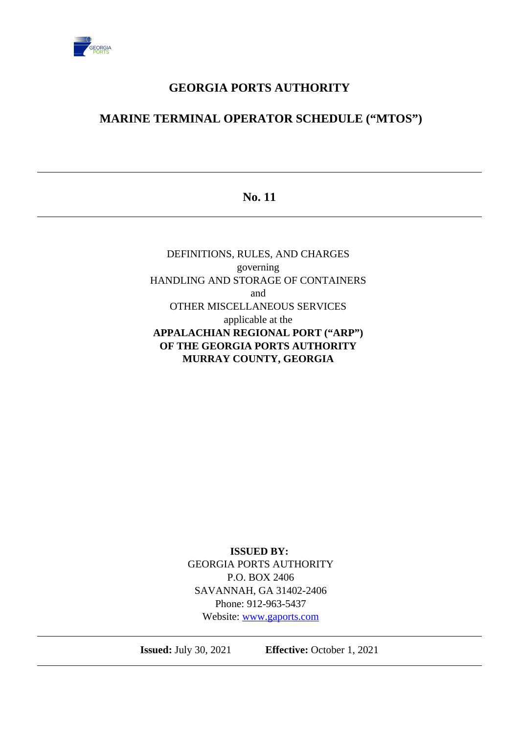# GEORGIA PORTS AUTHORITY

## MARINE TERMINAL OPERATOR SCHEDULE ("MTOS")

---

**No. 11**

---

DEFINITIONS, RULES, AND CHARGES
governing
HANDLING AND STORAGE OF CONTAINERS
and
OTHER MISCELLANEOUS SERVICES
applicable at the
**APPALACHIAN REGIONAL PORT ("ARP")**
**OF THE GEORGIA PORTS AUTHORITY**
**MURRAY COUNTY, GEORGIA**

**ISSUED BY:**
GEORGIA PORTS AUTHORITY
P.O. BOX 2406
SAVANNAH, GA 31402-2406
Phone: 912-963-5437
Website: www.gaports.com

---

**Issued:** July 30, 2021 **Effective:** October 1, 2021

---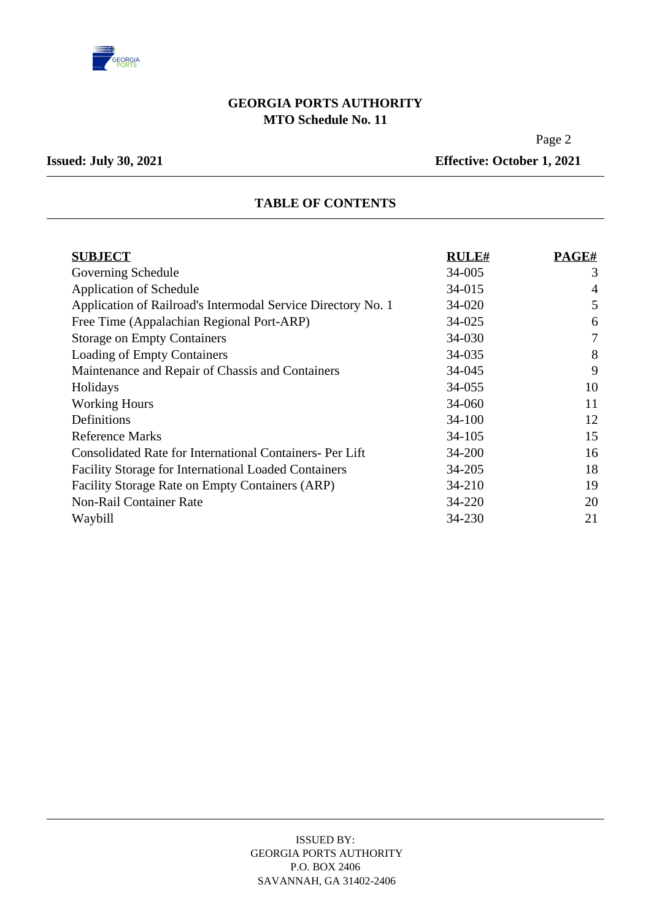**GEORGIA PORTS AUTHORITY**
**MTO Schedule No. 11**

**Issued: July 30, 2021** **Effective: October 1, 2021**

## TABLE OF CONTENTS

| SUBJECT | RULE# | PAGE# |
|---|---|---|
| Governing Schedule | 34-005 | 3 |
| Application of Schedule | 34-015 | 4 |
| Application of Railroad's Intermodal Service Directory No. 1 | 34-020 | 5 |
| Free Time (Appalachian Regional Port-ARP) | 34-025 | 6 |
| Storage on Empty Containers | 34-030 | 7 |
| Loading of Empty Containers | 34-035 | 8 |
| Maintenance and Repair of Chassis and Containers | 34-045 | 9 |
| Holidays | 34-055 | 10 |
| Working Hours | 34-060 | 11 |
| Definitions | 34-100 | 12 |
| Reference Marks | 34-105 | 15 |
| Consolidated Rate for International Containers- Per Lift | 34-200 | 16 |
| Facility Storage for International Loaded Containers | 34-205 | 18 |
| Facility Storage Rate on Empty Containers (ARP) | 34-210 | 19 |
| Non-Rail Container Rate | 34-220 | 20 |
| Waybill | 34-230 | 21 |

ISSUED BY:
GEORGIA PORTS AUTHORITY
P.O. BOX 2406
SAVANNAH, GA 31402-2406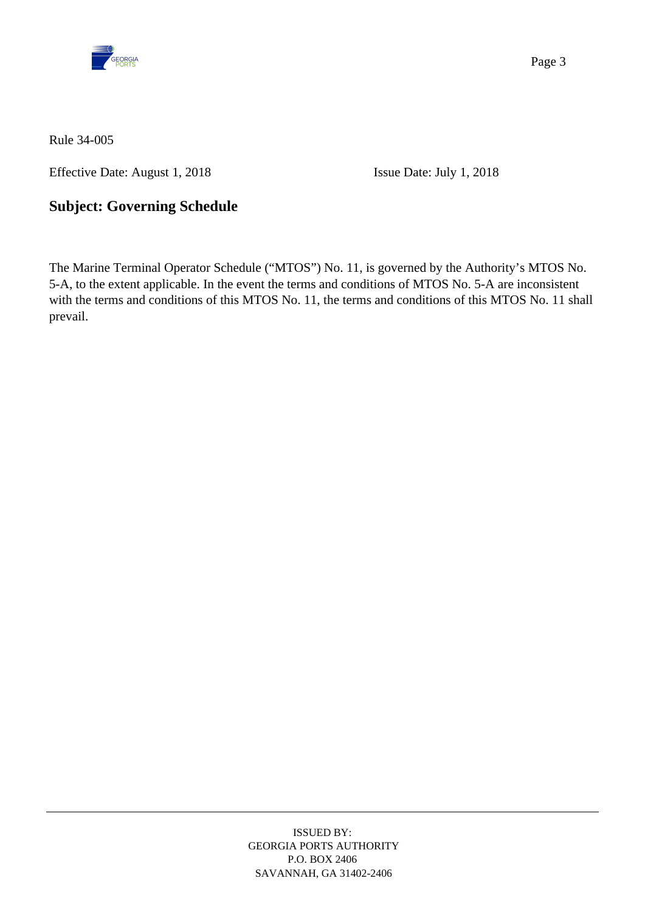Rule 34-005

Effective Date: August 1, 2018 Issue Date: July 1, 2018

## Subject: Governing Schedule

The Marine Terminal Operator Schedule ("MTOS") No. 11, is governed by the Authority's MTOS No. 5-A, to the extent applicable. In the event the terms and conditions of MTOS No. 5-A are inconsistent with the terms and conditions of this MTOS No. 11, the terms and conditions of this MTOS No. 11 shall prevail.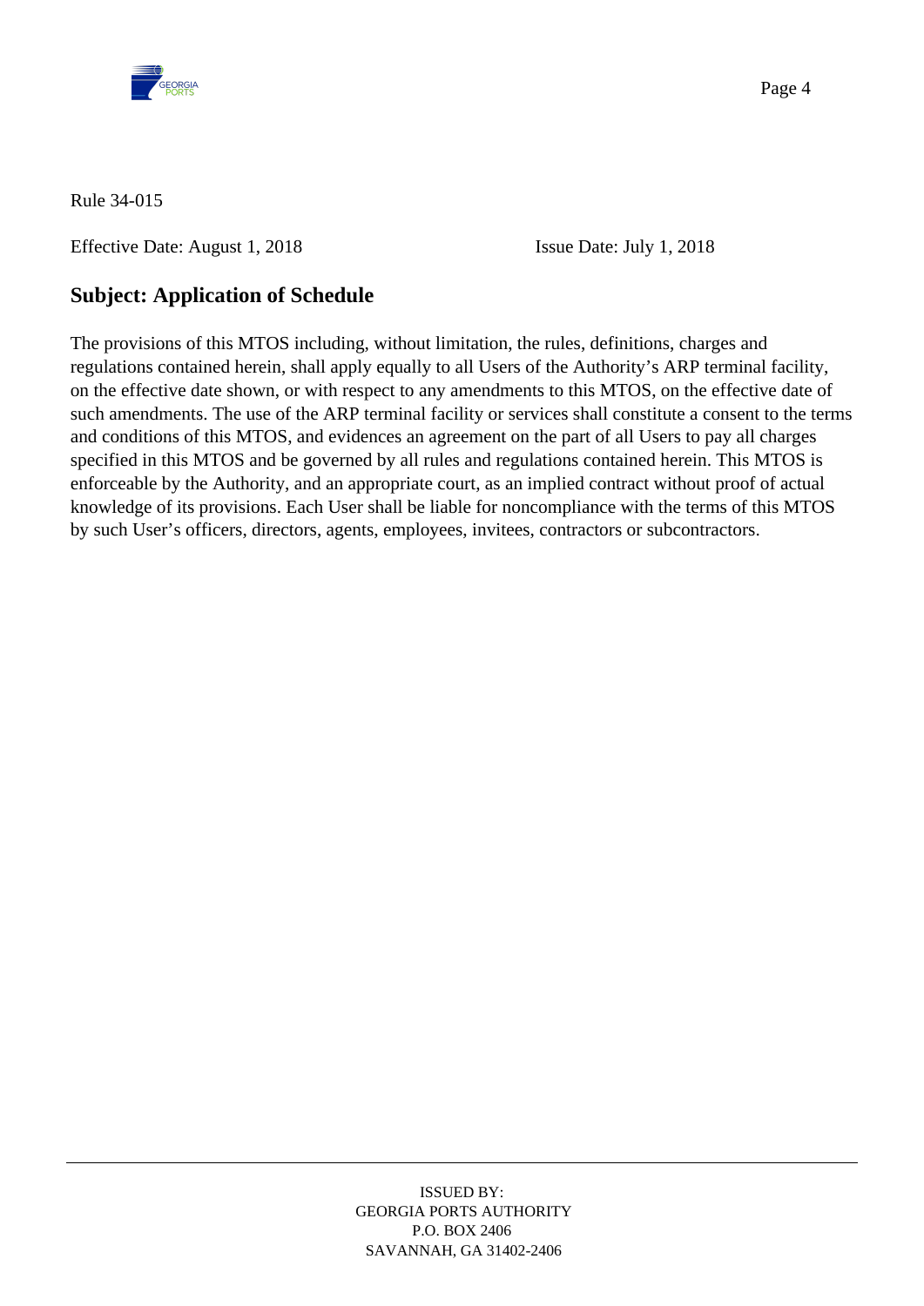Rule 34-015

Effective Date: August 1, 2018 Issue Date: July 1, 2018

## Subject: Application of Schedule

The provisions of this MTOS including, without limitation, the rules, definitions, charges and regulations contained herein, shall apply equally to all Users of the Authority's ARP terminal facility, on the effective date shown, or with respect to any amendments to this MTOS, on the effective date of such amendments. The use of the ARP terminal facility or services shall constitute a consent to the terms and conditions of this MTOS, and evidences an agreement on the part of all Users to pay all charges specified in this MTOS and be governed by all rules and regulations contained herein. This MTOS is enforceable by the Authority, and an appropriate court, as an implied contract without proof of actual knowledge of its provisions. Each User shall be liable for noncompliance with the terms of this MTOS by such User's officers, directors, agents, employees, invitees, contractors or subcontractors.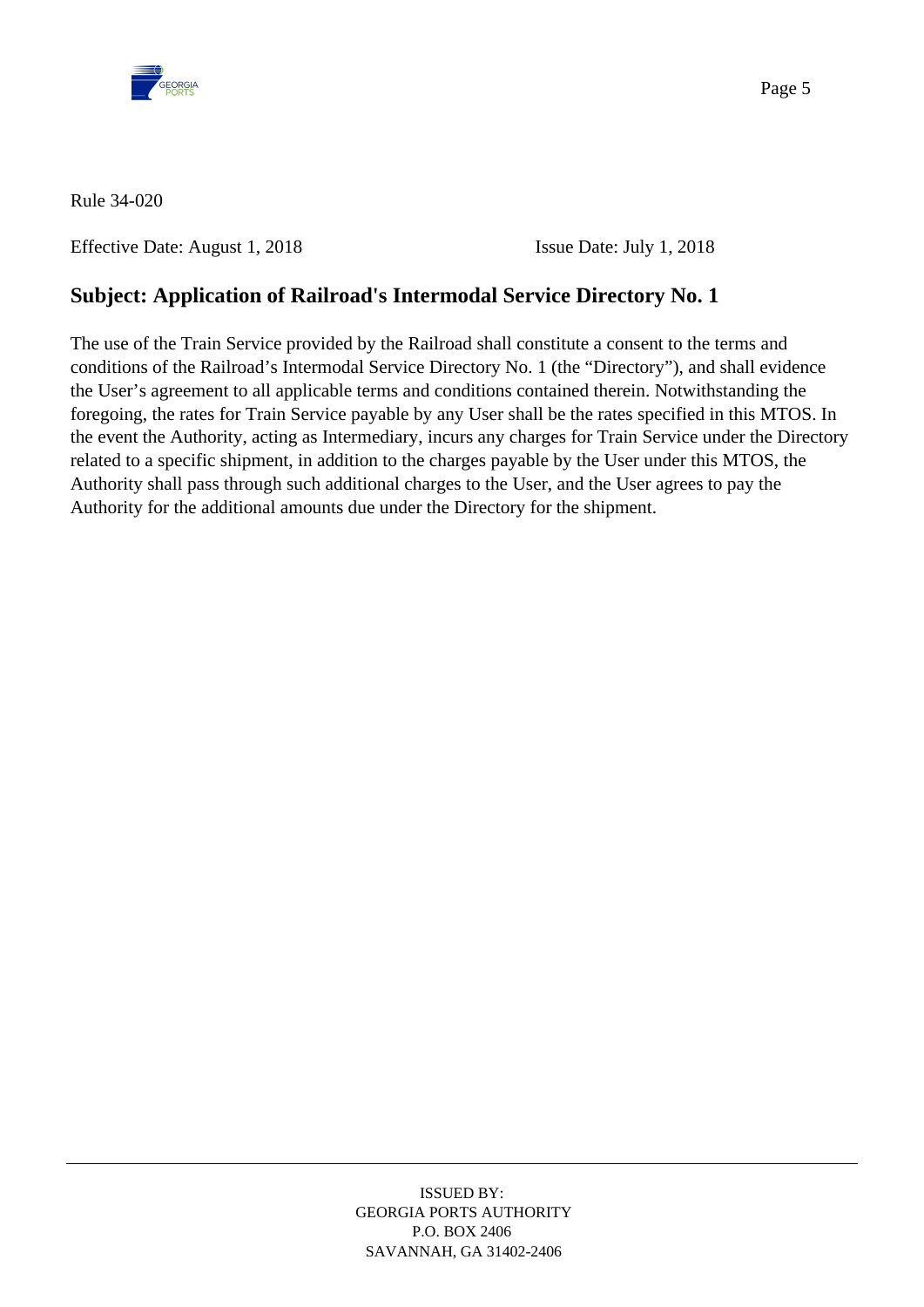Rule 34-020

Effective Date: August 1, 2018 Issue Date: July 1, 2018

## Subject: Application of Railroad's Intermodal Service Directory No. 1

The use of the Train Service provided by the Railroad shall constitute a consent to the terms and conditions of the Railroad's Intermodal Service Directory No. 1 (the "Directory"), and shall evidence the User's agreement to all applicable terms and conditions contained therein. Notwithstanding the foregoing, the rates for Train Service payable by any User shall be the rates specified in this MTOS. In the event the Authority, acting as Intermediary, incurs any charges for Train Service under the Directory related to a specific shipment, in addition to the charges payable by the User under this MTOS, the Authority shall pass through such additional charges to the User, and the User agrees to pay the Authority for the additional amounts due under the Directory for the shipment.

ISSUED BY:
GEORGIA PORTS AUTHORITY
P.O. BOX 2406
SAVANNAH, GA 31402-2406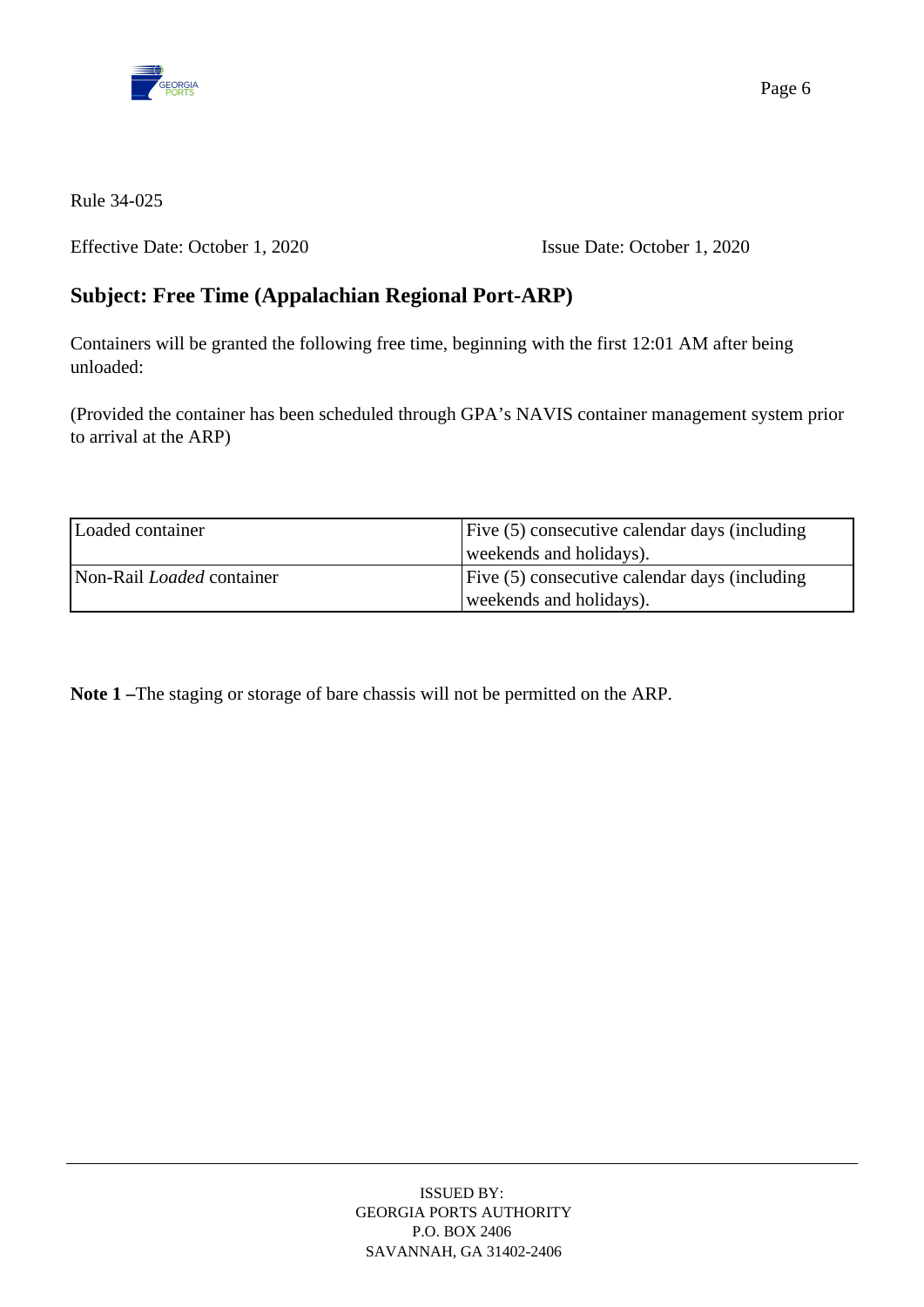Rule 34-025

Effective Date: October 1, 2020 Issue Date: October 1, 2020

## Subject: Free Time (Appalachian Regional Port-ARP)

Containers will be granted the following free time, beginning with the first 12:01 AM after being unloaded:

(Provided the container has been scheduled through GPA's NAVIS container management system prior to arrival at the ARP)

| Loaded container | Five (5) consecutive calendar days (including weekends and holidays). |
|---|---|
| Non-Rail *Loaded* container | Five (5) consecutive calendar days (including weekends and holidays). |

**Note 1 –**The staging or storage of bare chassis will not be permitted on the ARP.

ISSUED BY:
GEORGIA PORTS AUTHORITY
P.O. BOX 2406
SAVANNAH, GA 31402-2406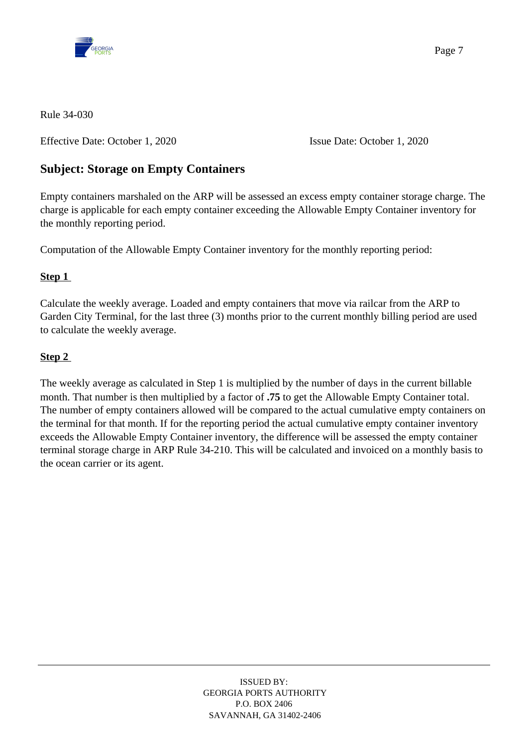Rule 34-030

Effective Date: October 1, 2020 Issue Date: October 1, 2020

## Subject: Storage on Empty Containers

Empty containers marshaled on the ARP will be assessed an excess empty container storage charge. The charge is applicable for each empty container exceeding the Allowable Empty Container inventory for the monthly reporting period.

Computation of the Allowable Empty Container inventory for the monthly reporting period:

**Step 1**

Calculate the weekly average. Loaded and empty containers that move via railcar from the ARP to Garden City Terminal, for the last three (3) months prior to the current monthly billing period are used to calculate the weekly average.

**Step 2**

The weekly average as calculated in Step 1 is multiplied by the number of days in the current billable month. That number is then multiplied by a factor of **.75** to get the Allowable Empty Container total. The number of empty containers allowed will be compared to the actual cumulative empty containers on the terminal for that month. If for the reporting period the actual cumulative empty container inventory exceeds the Allowable Empty Container inventory, the difference will be assessed the empty container terminal storage charge in ARP Rule 34-210. This will be calculated and invoiced on a monthly basis to the ocean carrier or its agent.

ISSUED BY:
GEORGIA PORTS AUTHORITY
P.O. BOX 2406
SAVANNAH, GA 31402-2406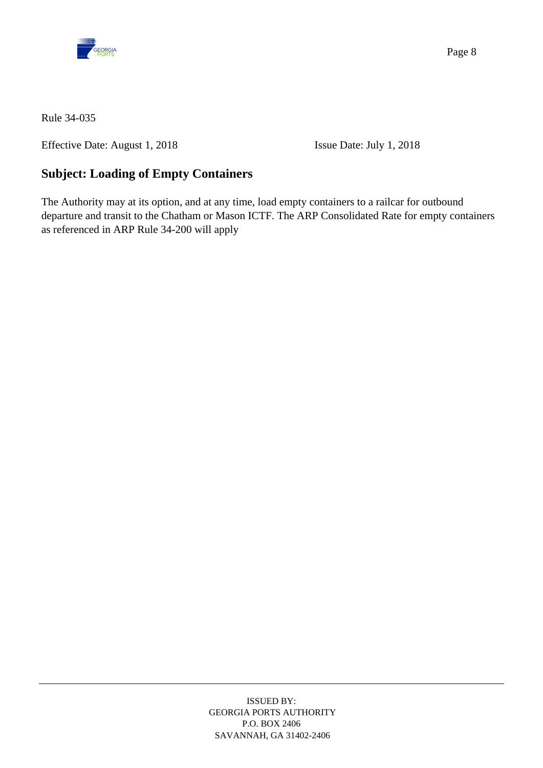Rule 34-035

Effective Date: August 1, 2018 Issue Date: July 1, 2018

## Subject: Loading of Empty Containers

The Authority may at its option, and at any time, load empty containers to a railcar for outbound departure and transit to the Chatham or Mason ICTF. The ARP Consolidated Rate for empty containers as referenced in ARP Rule 34-200 will apply

ISSUED BY:
GEORGIA PORTS AUTHORITY
P.O. BOX 2406
SAVANNAH, GA 31402-2406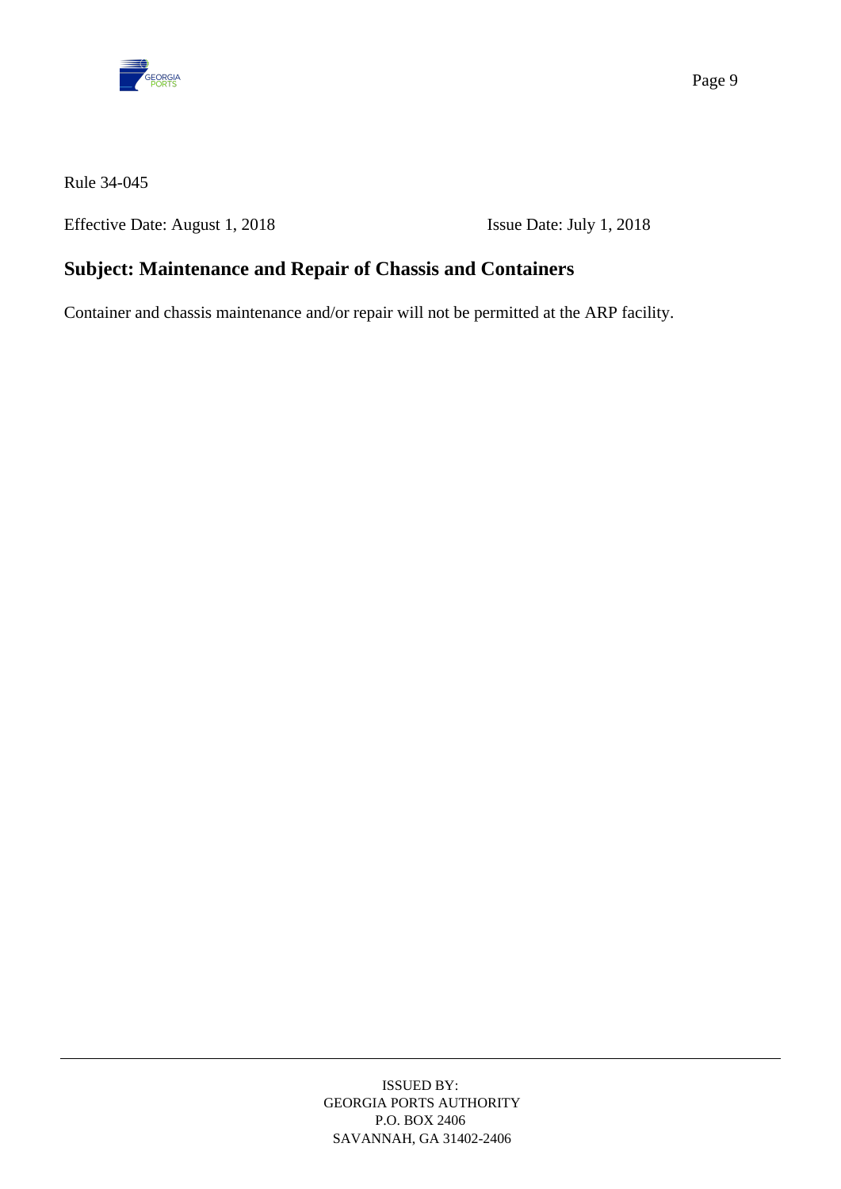Rule 34-045

Effective Date: August 1, 2018 Issue Date: July 1, 2018

## Subject: Maintenance and Repair of Chassis and Containers

Container and chassis maintenance and/or repair will not be permitted at the ARP facility.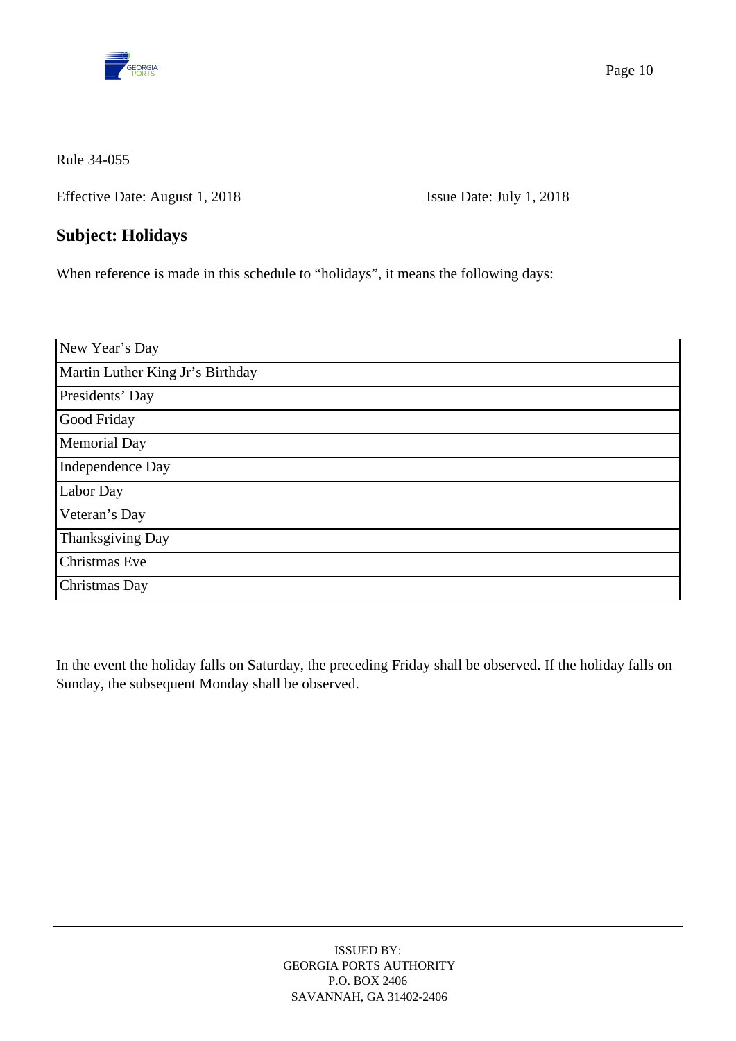Rule 34-055

Effective Date: August 1, 2018 Issue Date: July 1, 2018

## Subject: Holidays

When reference is made in this schedule to "holidays", it means the following days:

| |
|---|
| New Year's Day |
| Martin Luther King Jr's Birthday |
| Presidents' Day |
| Good Friday |
| Memorial Day |
| Independence Day |
| Labor Day |
| Veteran's Day |
| Thanksgiving Day |
| Christmas Eve |
| Christmas Day |

In the event the holiday falls on Saturday, the preceding Friday shall be observed. If the holiday falls on Sunday, the subsequent Monday shall be observed.

ISSUED BY:
GEORGIA PORTS AUTHORITY
P.O. BOX 2406
SAVANNAH, GA 31402-2406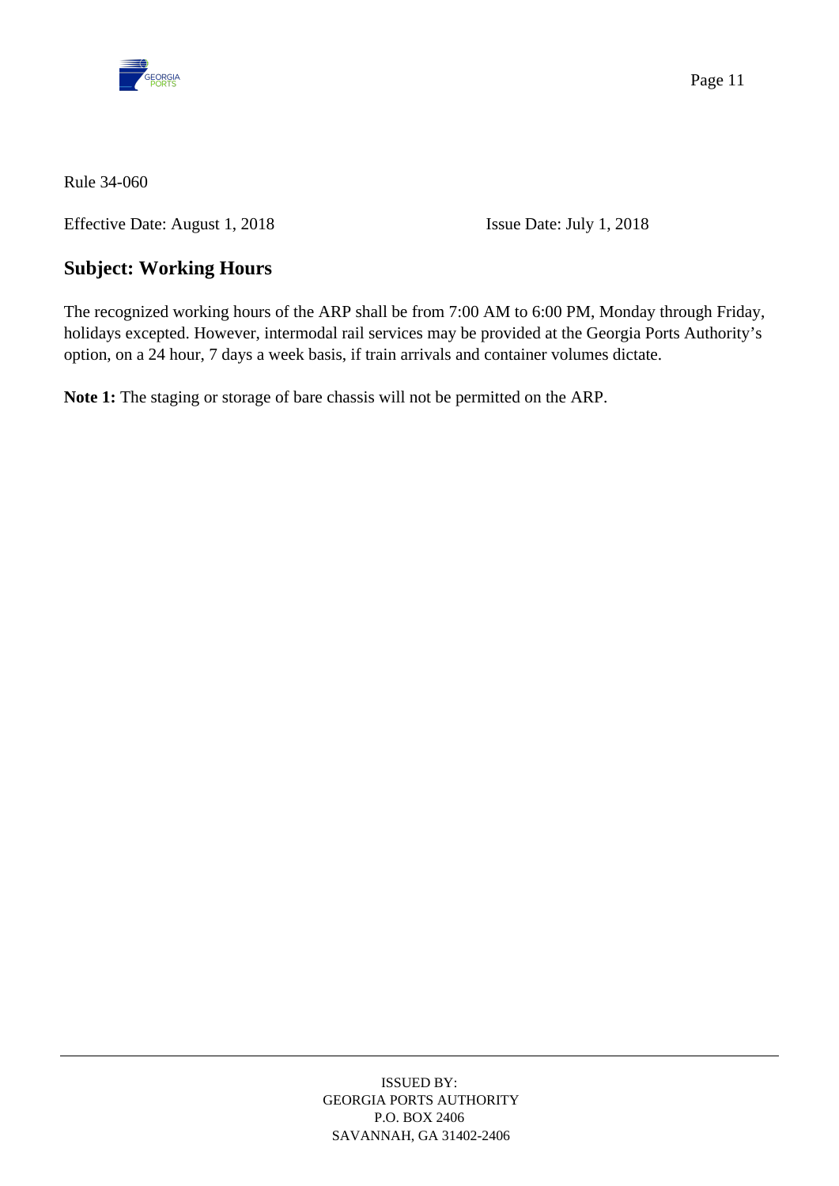Rule 34-060

Effective Date: August 1, 2018 Issue Date: July 1, 2018

## Subject: Working Hours

The recognized working hours of the ARP shall be from 7:00 AM to 6:00 PM, Monday through Friday, holidays excepted. However, intermodal rail services may be provided at the Georgia Ports Authority's option, on a 24 hour, 7 days a week basis, if train arrivals and container volumes dictate.

**Note 1:** The staging or storage of bare chassis will not be permitted on the ARP.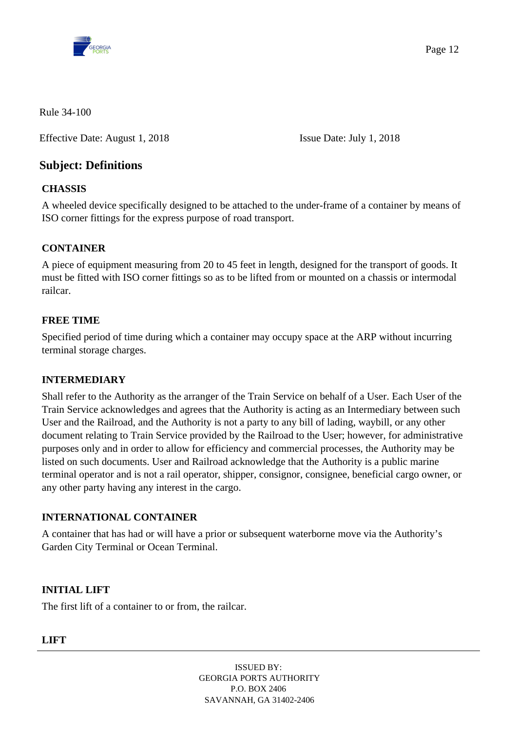Rule 34-100

Effective Date: August 1, 2018 Issue Date: July 1, 2018

## Subject: Definitions

**CHASSIS**

A wheeled device specifically designed to be attached to the under-frame of a container by means of ISO corner fittings for the express purpose of road transport.

**CONTAINER**

A piece of equipment measuring from 20 to 45 feet in length, designed for the transport of goods. It must be fitted with ISO corner fittings so as to be lifted from or mounted on a chassis or intermodal railcar.

**FREE TIME**

Specified period of time during which a container may occupy space at the ARP without incurring terminal storage charges.

**INTERMEDIARY**

Shall refer to the Authority as the arranger of the Train Service on behalf of a User. Each User of the Train Service acknowledges and agrees that the Authority is acting as an Intermediary between such User and the Railroad, and the Authority is not a party to any bill of lading, waybill, or any other document relating to Train Service provided by the Railroad to the User; however, for administrative purposes only and in order to allow for efficiency and commercial processes, the Authority may be listed on such documents. User and Railroad acknowledge that the Authority is a public marine terminal operator and is not a rail operator, shipper, consignor, consignee, beneficial cargo owner, or any other party having any interest in the cargo.

**INTERNATIONAL CONTAINER**

A container that has had or will have a prior or subsequent waterborne move via the Authority's Garden City Terminal or Ocean Terminal.

**INITIAL LIFT**

The first lift of a container to or from, the railcar.

**LIFT**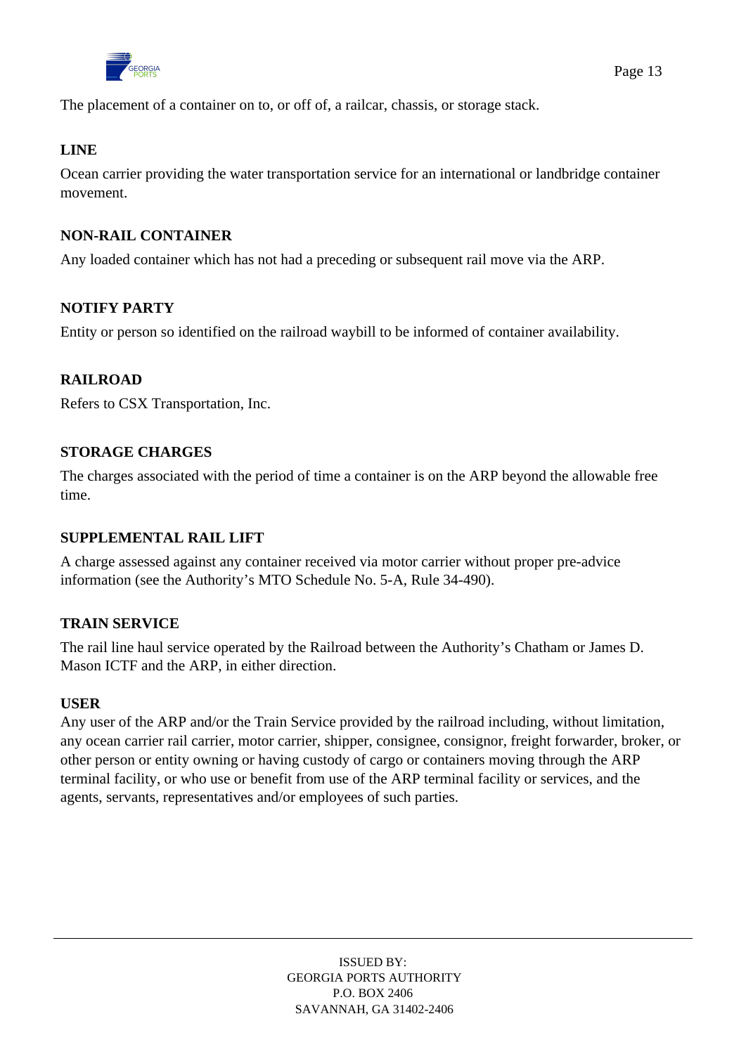The placement of a container on to, or off of, a railcar, chassis, or storage stack.

**LINE**

Ocean carrier providing the water transportation service for an international or landbridge container movement.

**NON-RAIL CONTAINER**

Any loaded container which has not had a preceding or subsequent rail move via the ARP.

**NOTIFY PARTY**

Entity or person so identified on the railroad waybill to be informed of container availability.

**RAILROAD**

Refers to CSX Transportation, Inc.

**STORAGE CHARGES**

The charges associated with the period of time a container is on the ARP beyond the allowable free time.

**SUPPLEMENTAL RAIL LIFT**

A charge assessed against any container received via motor carrier without proper pre-advice information (see the Authority's MTO Schedule No. 5-A, Rule 34-490).

**TRAIN SERVICE**

The rail line haul service operated by the Railroad between the Authority's Chatham or James D. Mason ICTF and the ARP, in either direction.

**USER**

Any user of the ARP and/or the Train Service provided by the railroad including, without limitation, any ocean carrier rail carrier, motor carrier, shipper, consignee, consignor, freight forwarder, broker, or other person or entity owning or having custody of cargo or containers moving through the ARP terminal facility, or who use or benefit from use of the ARP terminal facility or services, and the agents, servants, representatives and/or employees of such parties.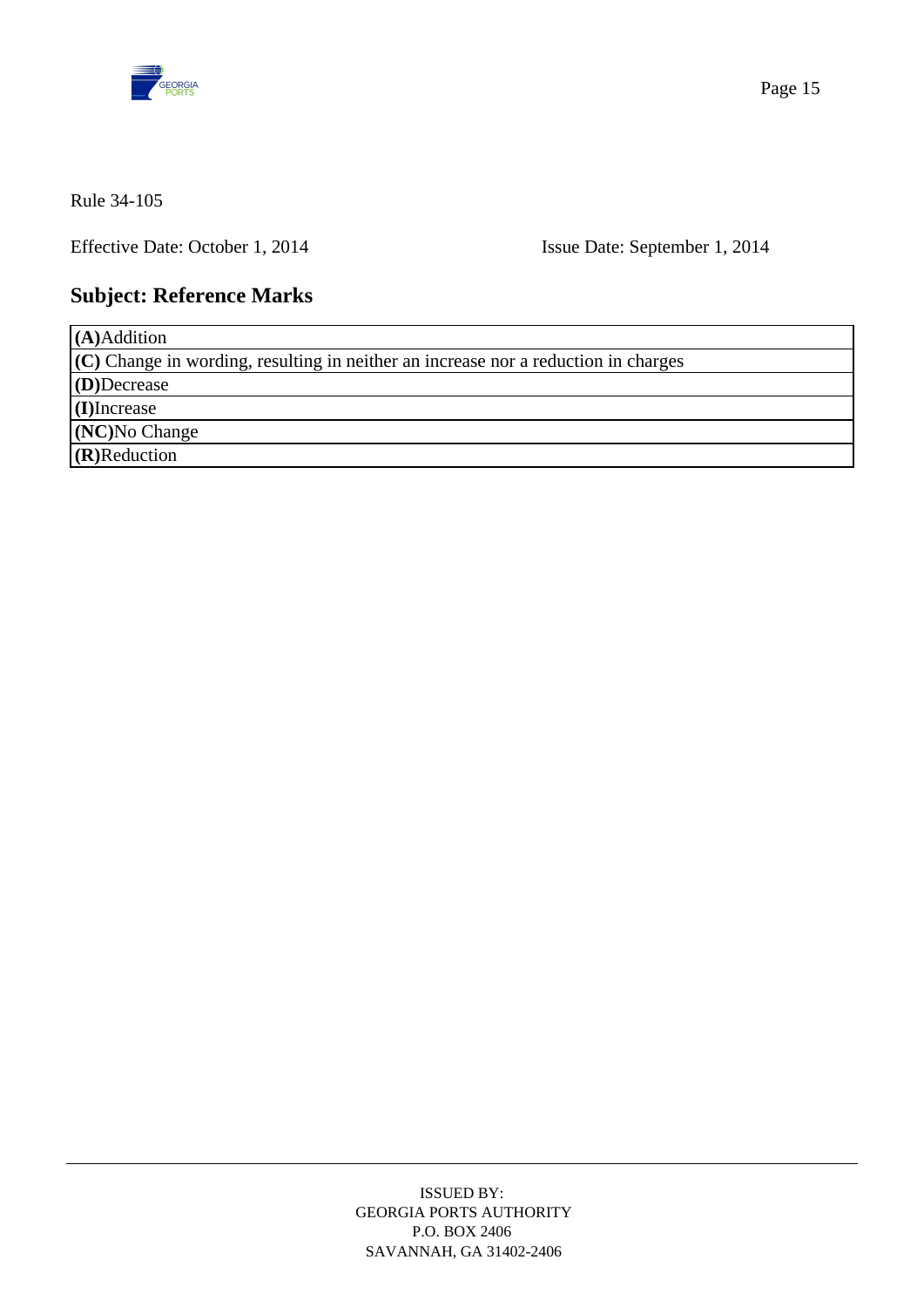Rule 34-105

Effective Date: October 1, 2014 Issue Date: September 1, 2014

## Subject: Reference Marks

| |
|---|
| **(A)**Addition |
| **(C)** Change in wording, resulting in neither an increase nor a reduction in charges |
| **(D)**Decrease |
| **(I)**Increase |
| **(NC)**No Change |
| **(R)**Reduction |

ISSUED BY:
GEORGIA PORTS AUTHORITY
P.O. BOX 2406
SAVANNAH, GA 31402-2406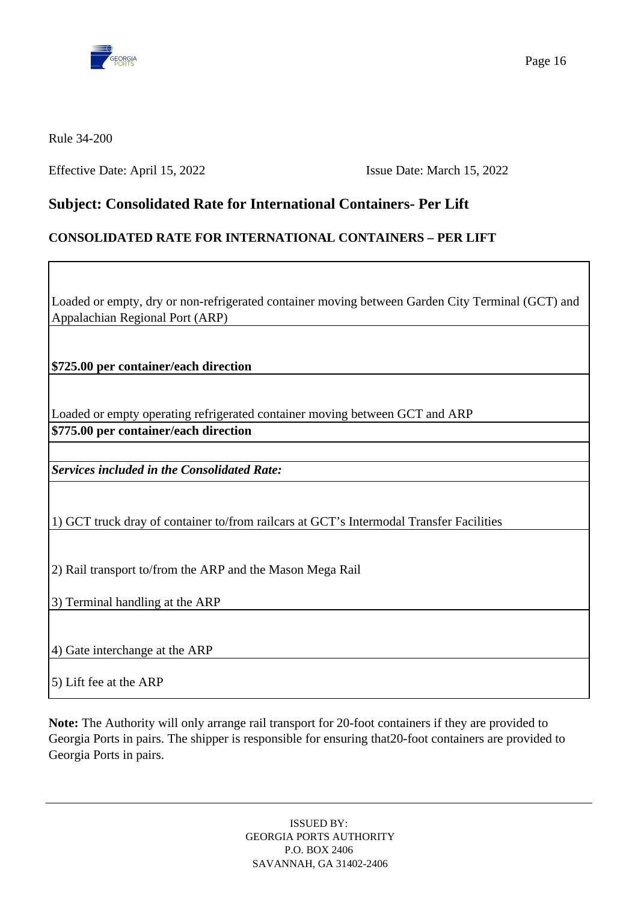Rule 34-200

Effective Date: April 15, 2022 Issue Date: March 15, 2022

## Subject: Consolidated Rate for International Containers- Per Lift

### CONSOLIDATED RATE FOR INTERNATIONAL CONTAINERS – PER LIFT

| Loaded or empty, dry or non-refrigerated container moving between Garden City Terminal (GCT) and Appalachian Regional Port (ARP) |
|---|
| **$725.00 per container/each direction** |
| Loaded or empty operating refrigerated container moving between GCT and ARP |
| **$775.00 per container/each direction** |
| |
| ***Services included in the Consolidated Rate:*** |
| 1) GCT truck dray of container to/from railcars at GCT's Intermodal Transfer Facilities |
| 2) Rail transport to/from the ARP and the Mason Mega Rail<br>3) Terminal handling at the ARP |
| 4) Gate interchange at the ARP |
| 5) Lift fee at the ARP |

**Note:** The Authority will only arrange rail transport for 20-foot containers if they are provided to Georgia Ports in pairs. The shipper is responsible for ensuring that20-foot containers are provided to Georgia Ports in pairs.

ISSUED BY:
GEORGIA PORTS AUTHORITY
P.O. BOX 2406
SAVANNAH, GA 31402-2406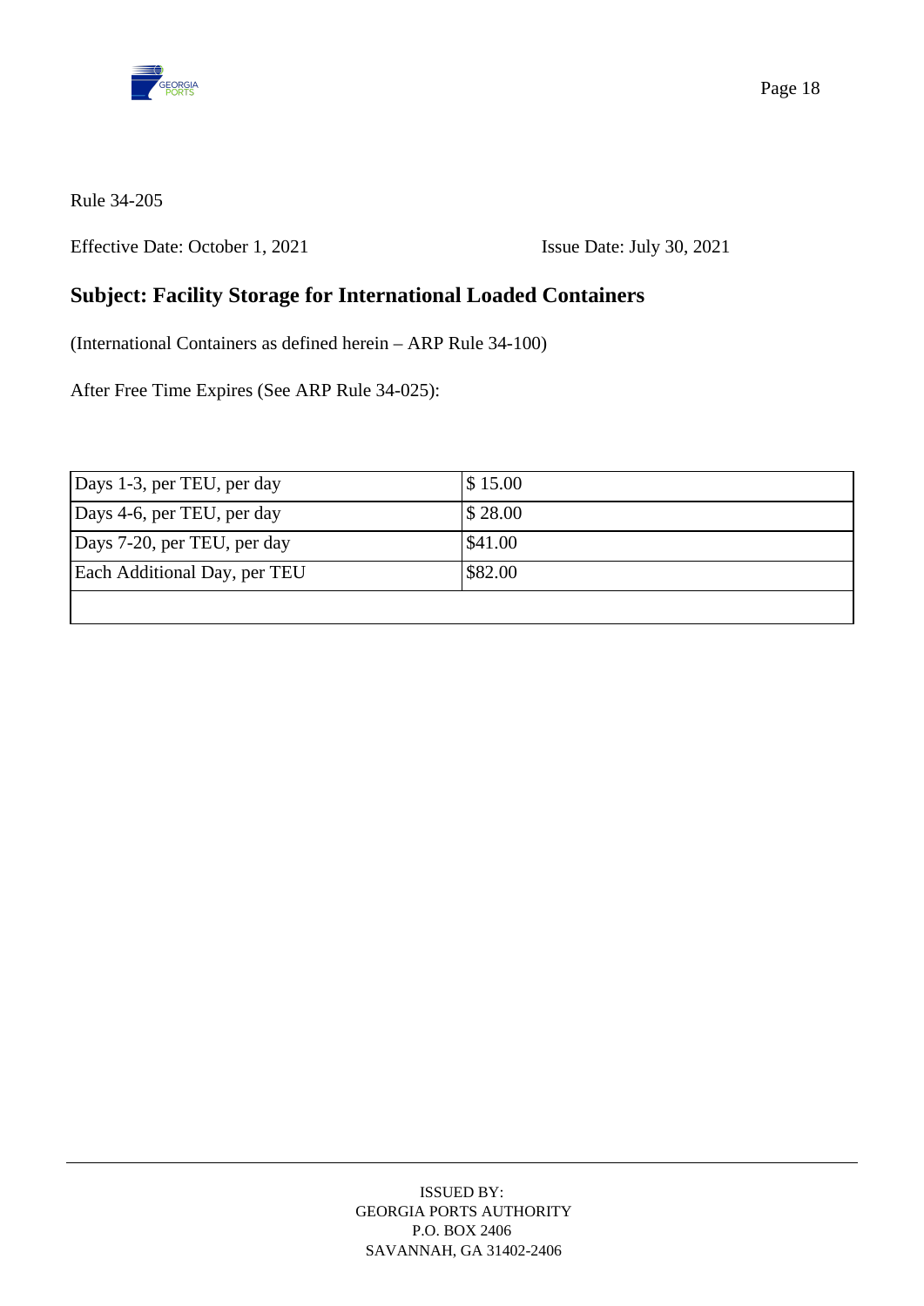Rule 34-205

Effective Date: October 1, 2021 Issue Date: July 30, 2021

## Subject: Facility Storage for International Loaded Containers

(International Containers as defined herein – ARP Rule 34-100)

After Free Time Expires (See ARP Rule 34-025):

| | |
|---|---|
| Days 1-3, per TEU, per day | $ 15.00 |
| Days 4-6, per TEU, per day | $ 28.00 |
| Days 7-20, per TEU, per day | $41.00 |
| Each Additional Day, per TEU | $82.00 |
| | |

ISSUED BY:
GEORGIA PORTS AUTHORITY
P.O. BOX 2406
SAVANNAH, GA 31402-2406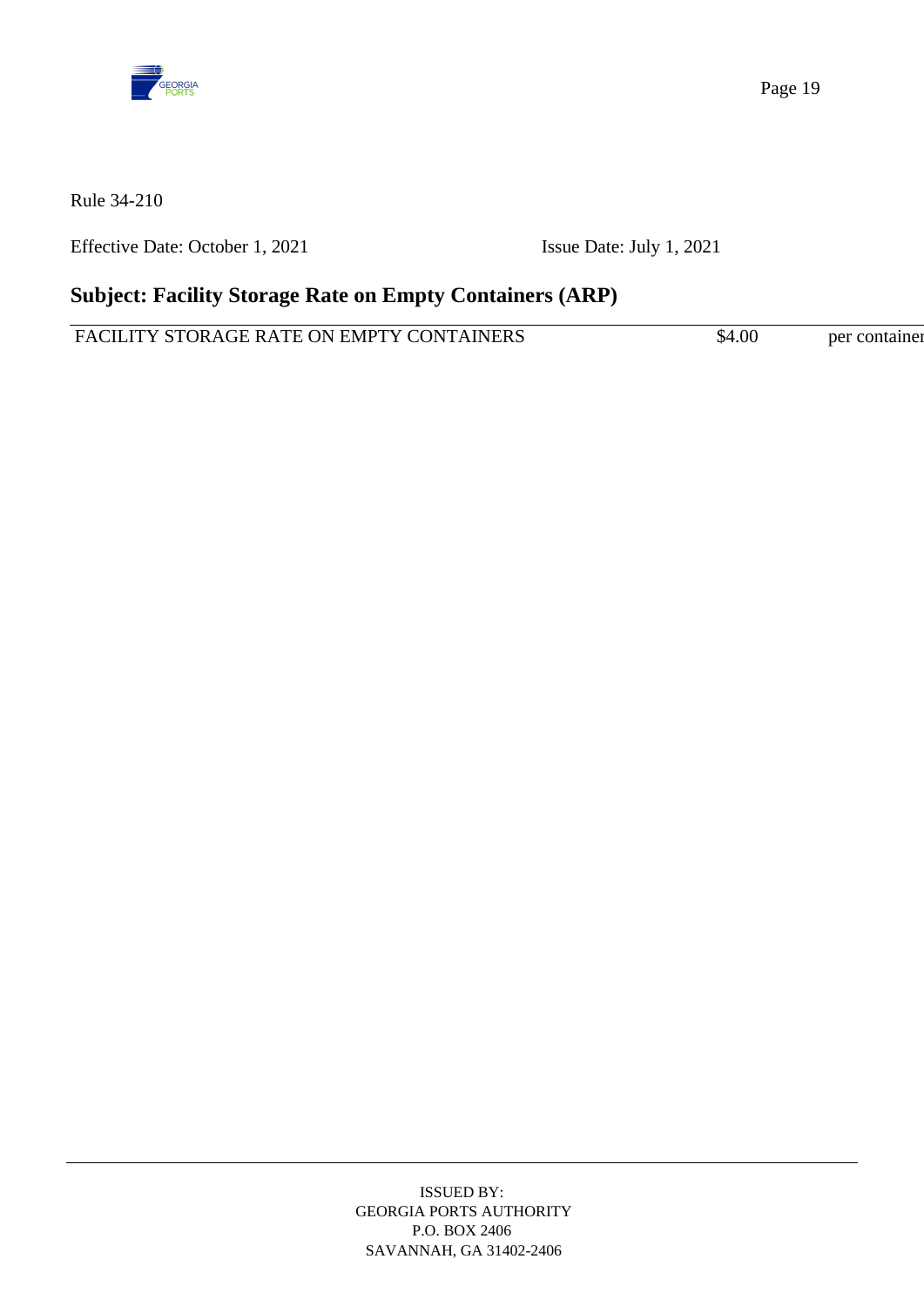Rule 34-210

Effective Date: October 1, 2021 Issue Date: July 1, 2021

## Subject: Facility Storage Rate on Empty Containers (ARP)

| | | |
|---|---|---|
| FACILITY STORAGE RATE ON EMPTY CONTAINERS | $4.00 | per container |

ISSUED BY:
GEORGIA PORTS AUTHORITY
P.O. BOX 2406
SAVANNAH, GA 31402-2406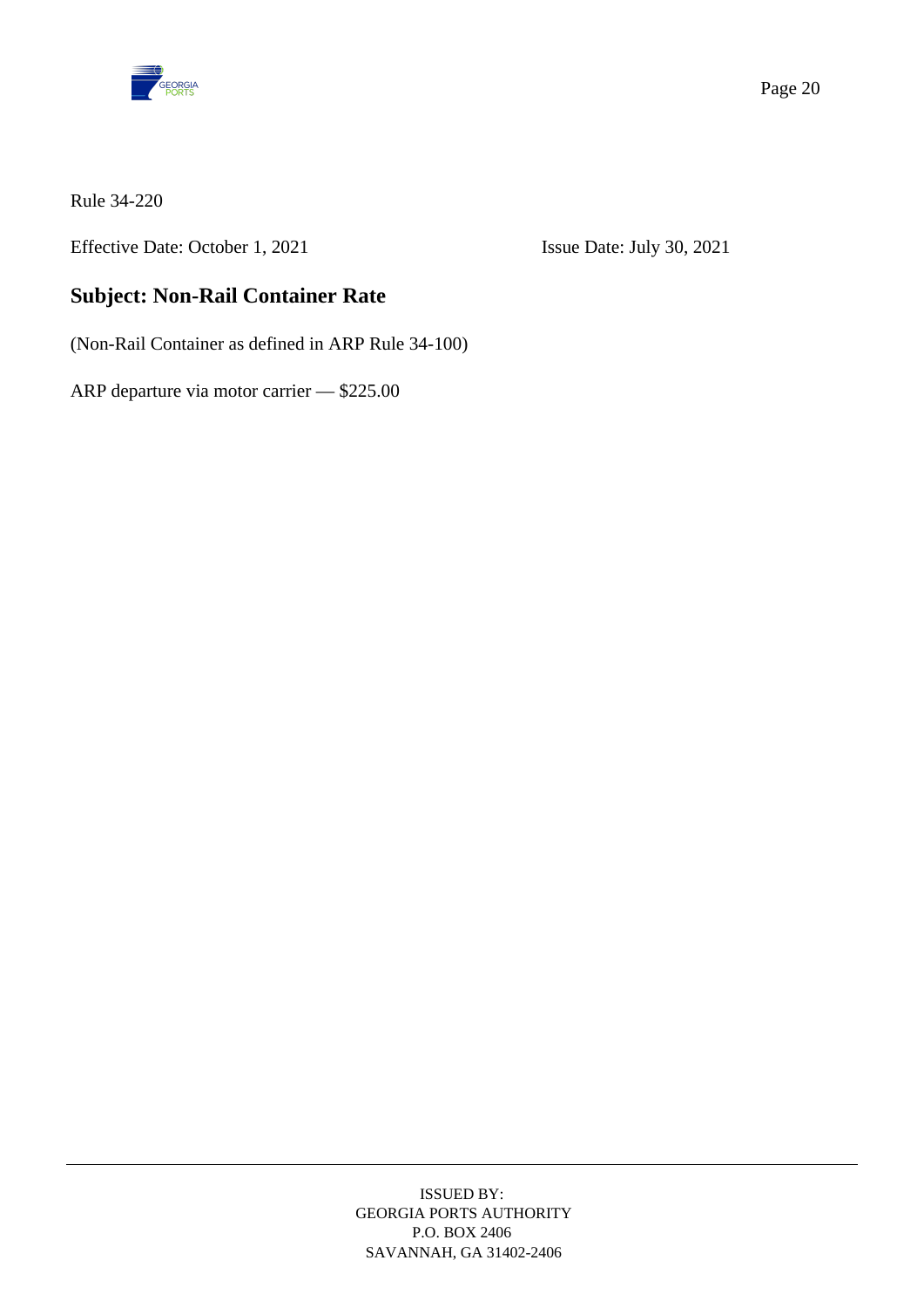Rule 34-220

Effective Date: October 1, 2021 Issue Date: July 30, 2021

## Subject: Non-Rail Container Rate

(Non-Rail Container as defined in ARP Rule 34-100)

ARP departure via motor carrier — $225.00

ISSUED BY:
GEORGIA PORTS AUTHORITY
P.O. BOX 2406
SAVANNAH, GA 31402-2406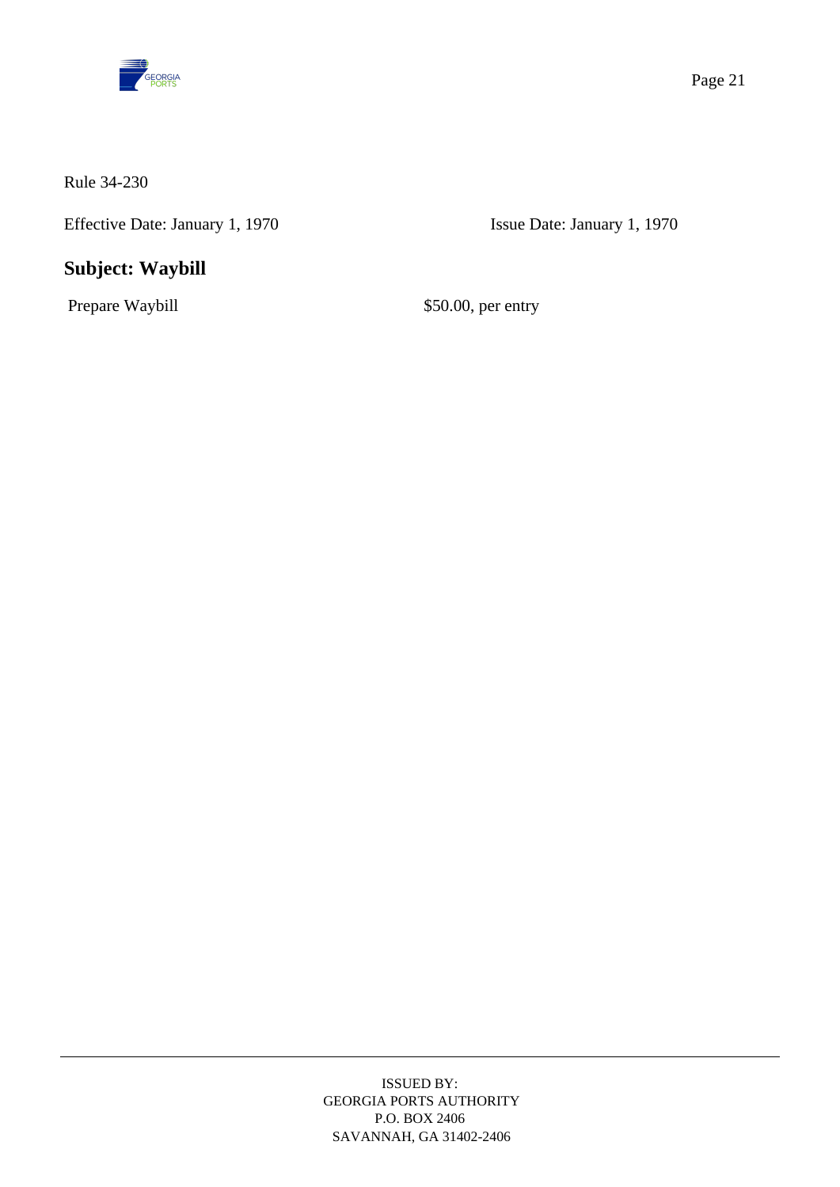Rule 34-230

Effective Date: January 1, 1970    Issue Date: January 1, 1970

## Subject: Waybill

| | |
|---|---|
| Prepare Waybill | $50.00, per entry |

ISSUED BY:
GEORGIA PORTS AUTHORITY
P.O. BOX 2406
SAVANNAH, GA 31402-2406